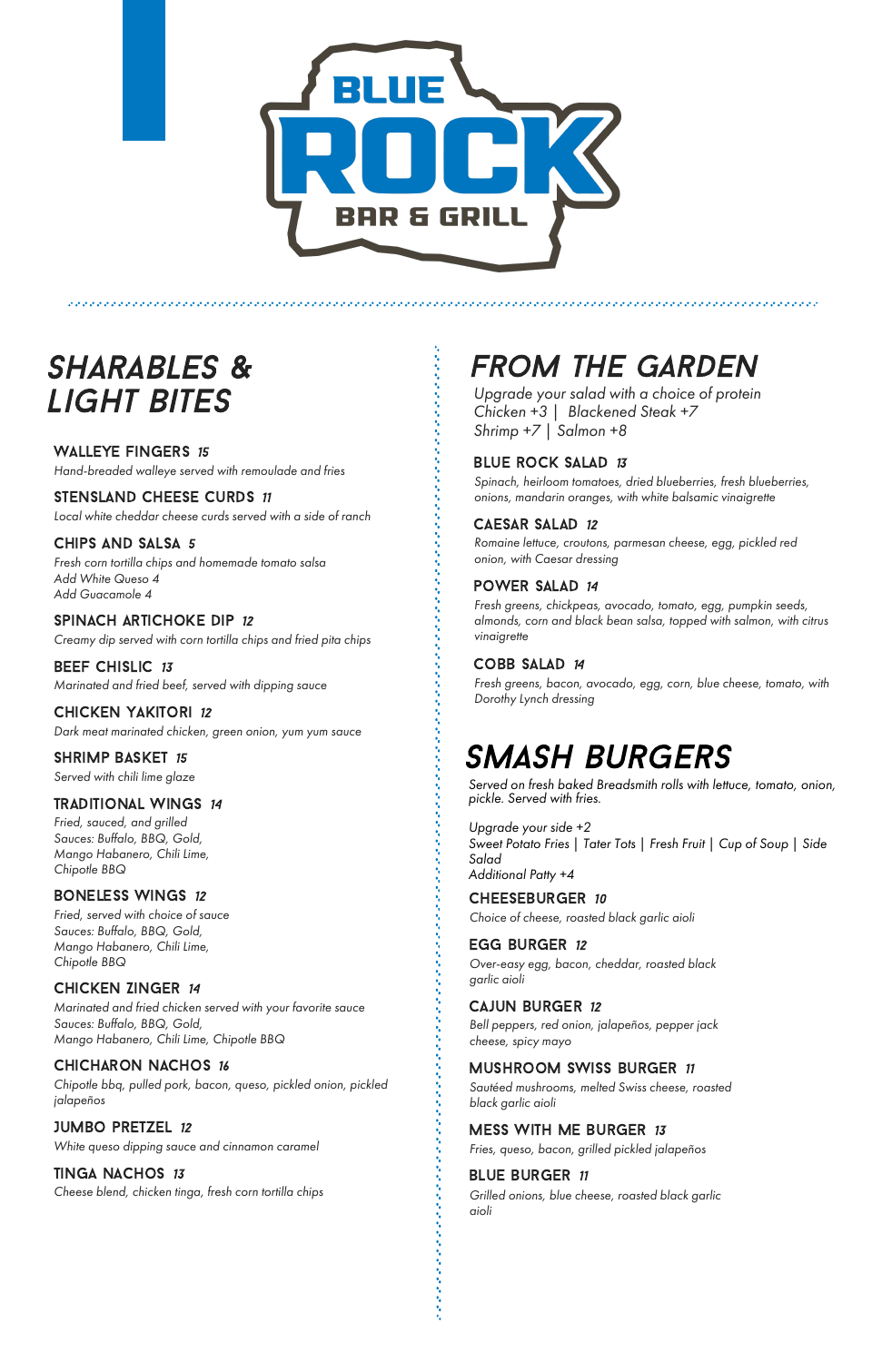# BLUE ROCK BAR & GRILL

## SHARABLES & LIGHT BITES

**WALLEYE FINGERS** *15*
*Hand-breaded walleye served with remoulade and fries*

**STENSLAND CHEESE CURDS** *11*
*Local white cheddar cheese curds served with a side of ranch*

**CHIPS AND SALSA** *5*
*Fresh corn tortilla chips and homemade tomato salsa*
*Add White Queso 4*
*Add Guacamole 4*

**SPINACH ARTICHOKE DIP** *12*
*Creamy dip served with corn tortilla chips and fried pita chips*

**BEEF CHISLIC** *13*
*Marinated and fried beef, served with dipping sauce*

**CHICKEN YAKITORI** *12*
*Dark meat marinated chicken, green onion, yum yum sauce*

**SHRIMP BASKET** *15*
*Served with chili lime glaze*

**TRADITIONAL WINGS** *14*
*Fried, sauced, and grilled*
*Sauces: Buffalo, BBQ, Gold, Mango Habanero, Chili Lime, Chipotle BBQ*

**BONELESS WINGS** *12*
*Fried, served with choice of sauce*
*Sauces: Buffalo, BBQ, Gold, Mango Habanero, Chili Lime, Chipotle BBQ*

**CHICKEN ZINGER** *14*
*Marinated and fried chicken served with your favorite sauce*
*Sauces: Buffalo, BBQ, Gold, Mango Habanero, Chili Lime, Chipotle BBQ*

**CHICHARON NACHOS** *16*
*Chipotle bbq, pulled pork, bacon, queso, pickled onion, pickled jalapeños*

**JUMBO PRETZEL** *12*
*White queso dipping sauce and cinnamon caramel*

**TINGA NACHOS** *13*
*Cheese blend, chicken tinga, fresh corn tortilla chips*

## FROM THE GARDEN

*Upgrade your salad with a choice of protein*
*Chicken +3 | Blackened Steak +7*
*Shrimp +7 | Salmon +8*

**BLUE ROCK SALAD** *13*
*Spinach, heirloom tomatoes, dried blueberries, fresh blueberries, onions, mandarin oranges, with white balsamic vinaigrette*

**CAESAR SALAD** *12*
*Romaine lettuce, croutons, parmesan cheese, egg, pickled red onion, with Caesar dressing*

**POWER SALAD** *14*
*Fresh greens, chickpeas, avocado, tomato, egg, pumpkin seeds, almonds, corn and black bean salsa, topped with salmon, with citrus vinaigrette*

**COBB SALAD** *14*
*Fresh greens, bacon, avocado, egg, corn, blue cheese, tomato, with Dorothy Lynch dressing*

## SMASH BURGERS

*Served on fresh baked Breadsmith rolls with lettuce, tomato, onion, pickle. Served with fries.*

*Upgrade your side +2*
*Sweet Potato Fries | Tater Tots | Fresh Fruit | Cup of Soup | Side Salad*
*Additional Patty +4*

**CHEESEBURGER** *10*
*Choice of cheese, roasted black garlic aioli*

**EGG BURGER** *12*
*Over-easy egg, bacon, cheddar, roasted black garlic aioli*

**CAJUN BURGER** *12*
*Bell peppers, red onion, jalapeños, pepper jack cheese, spicy mayo*

**MUSHROOM SWISS BURGER** *11*
*Sautéed mushrooms, melted Swiss cheese, roasted black garlic aioli*

**MESS WITH ME BURGER** *13*
*Fries, queso, bacon, grilled pickled jalapeños*

**BLUE BURGER** *11*
*Grilled onions, blue cheese, roasted black garlic aioli*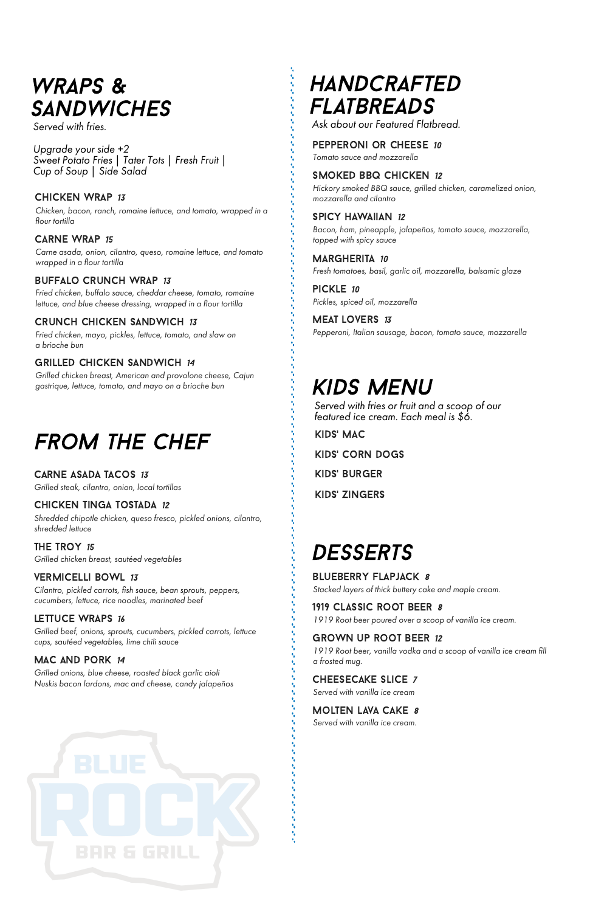# WRAPS & SANDWICHES

*Served with fries.*

*Upgrade your side +2*
*Sweet Potato Fries | Tater Tots | Fresh Fruit | Cup of Soup | Side Salad*

**CHICKEN WRAP** *13*
*Chicken, bacon, ranch, romaine lettuce, and tomato, wrapped in a flour tortilla*

**CARNE WRAP** *15*
*Carne asada, onion, cilantro, queso, romaine lettuce, and tomato wrapped in a flour tortilla*

**BUFFALO CRUNCH WRAP** *13*
*Fried chicken, buffalo sauce, cheddar cheese, tomato, romaine lettuce, and blue cheese dressing, wrapped in a flour tortilla*

**CRUNCH CHICKEN SANDWICH** *13*
*Fried chicken, mayo, pickles, lettuce, tomato, and slaw on a brioche bun*

**GRILLED CHICKEN SANDWICH** *14*
*Grilled chicken breast, American and provolone cheese, Cajun gastrique, lettuce, tomato, and mayo on a brioche bun*

# FROM THE CHEF

**CARNE ASADA TACOS** *13*
*Grilled steak, cilantro, onion, local tortillas*

**CHICKEN TINGA TOSTADA** *12*
*Shredded chipotle chicken, queso fresco, pickled onions, cilantro, shredded lettuce*

**THE TROY** *15*
*Grilled chicken breast, sautéed vegetables*

**VERMICELLI BOWL** *13*
*Cilantro, pickled carrots, fish sauce, bean sprouts, peppers, cucumbers, lettuce, rice noodles, marinated beef*

**LETTUCE WRAPS** *16*
*Grilled beef, onions, sprouts, cucumbers, pickled carrots, lettuce cups, sautéed vegetables, lime chili sauce*

**MAC AND PORK** *14*
*Grilled onions, blue cheese, roasted black garlic aioli Nuskis bacon lardons, mac and cheese, candy jalapeños*

BLUE ROCK BAR & GRILL

# HANDCRAFTED FLATBREADS

*Ask about our Featured Flatbread.*

**PEPPERONI OR CHEESE** *10*
*Tomato sauce and mozzarella*

**SMOKED BBQ CHICKEN** *12*
*Hickory smoked BBQ sauce, grilled chicken, caramelized onion, mozzarella and cilantro*

**SPICY HAWAIIAN** *12*
*Bacon, ham, pineapple, jalapeños, tomato sauce, mozzarella, topped with spicy sauce*

**MARGHERITA** *10*
*Fresh tomatoes, basil, garlic oil, mozzarella, balsamic glaze*

**PICKLE** *10*
*Pickles, spiced oil, mozzarella*

**MEAT LOVERS** *13*
*Pepperoni, Italian sausage, bacon, tomato sauce, mozzarella*

# KIDS MENU

*Served with fries or fruit and a scoop of our featured ice cream. Each meal is $6.*

**KIDS' MAC**

**KIDS' CORN DOGS**

**KIDS' BURGER**

**KIDS' ZINGERS**

# DESSERTS

**BLUEBERRY FLAPJACK** *8*
*Stacked layers of thick buttery cake and maple cream.*

**1919 CLASSIC ROOT BEER** *8*
*1919 Root beer poured over a scoop of vanilla ice cream.*

**GROWN UP ROOT BEER** *12*
*1919 Root beer, vanilla vodka and a scoop of vanilla ice cream fill a frosted mug.*

**CHEESECAKE SLICE** *7*
*Served with vanilla ice cream*

**MOLTEN LAVA CAKE** *8*
*Served with vanilla ice cream.*